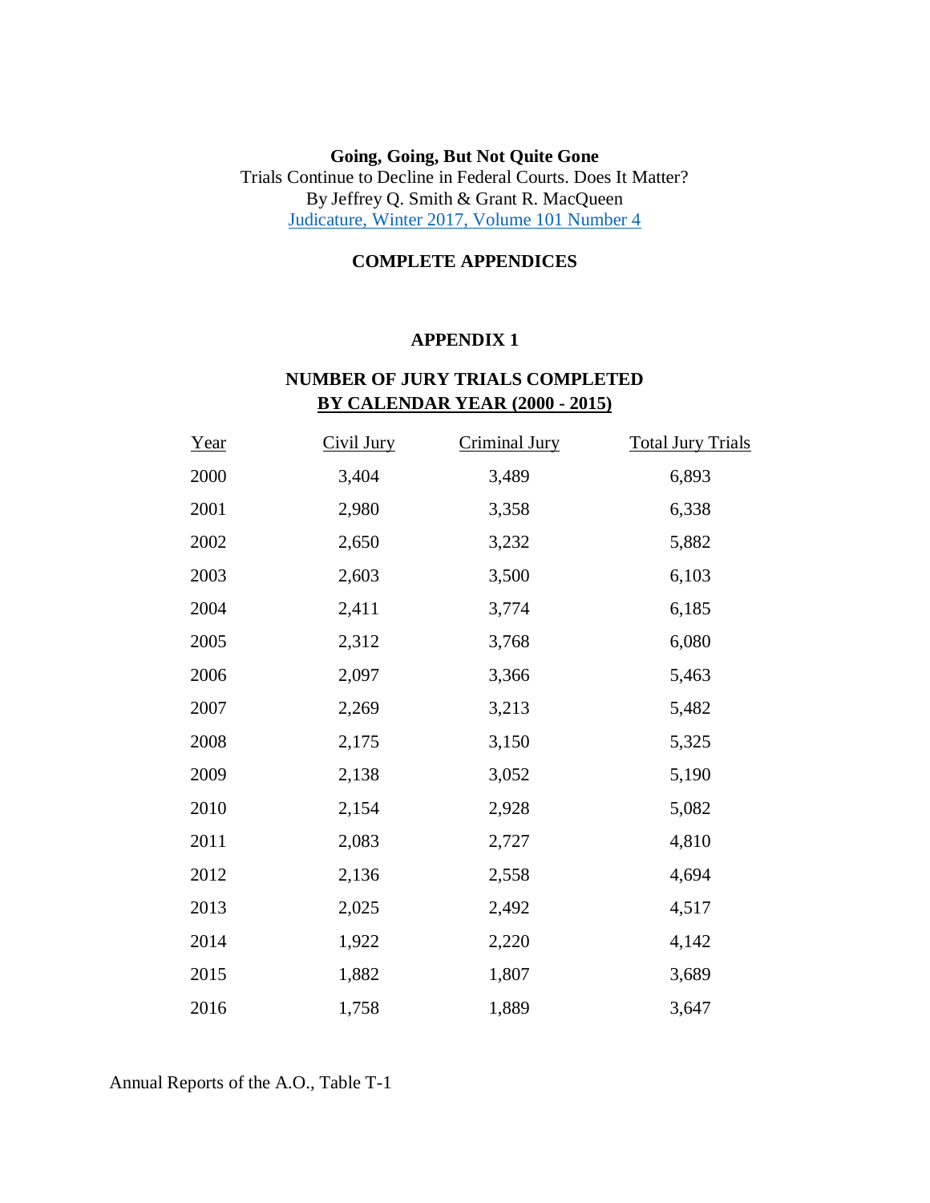**Going, Going, But Not Quite Gone**

Trials Continue to Decline in Federal Courts. Does It Matter?

By Jeffrey Q. Smith & Grant R. MacQueen

[Judicature, Winter 2017, Volume 101 Number 4]

**COMPLETE APPENDICES**

## APPENDIX 1

### NUMBER OF JURY TRIALS COMPLETED BY CALENDAR YEAR (2000 - 2015)

| Year | Civil Jury | Criminal Jury | Total Jury Trials |
|---|---|---|---|
| 2000 | 3,404 | 3,489 | 6,893 |
| 2001 | 2,980 | 3,358 | 6,338 |
| 2002 | 2,650 | 3,232 | 5,882 |
| 2003 | 2,603 | 3,500 | 6,103 |
| 2004 | 2,411 | 3,774 | 6,185 |
| 2005 | 2,312 | 3,768 | 6,080 |
| 2006 | 2,097 | 3,366 | 5,463 |
| 2007 | 2,269 | 3,213 | 5,482 |
| 2008 | 2,175 | 3,150 | 5,325 |
| 2009 | 2,138 | 3,052 | 5,190 |
| 2010 | 2,154 | 2,928 | 5,082 |
| 2011 | 2,083 | 2,727 | 4,810 |
| 2012 | 2,136 | 2,558 | 4,694 |
| 2013 | 2,025 | 2,492 | 4,517 |
| 2014 | 1,922 | 2,220 | 4,142 |
| 2015 | 1,882 | 1,807 | 3,689 |
| 2016 | 1,758 | 1,889 | 3,647 |

Annual Reports of the A.O., Table T-1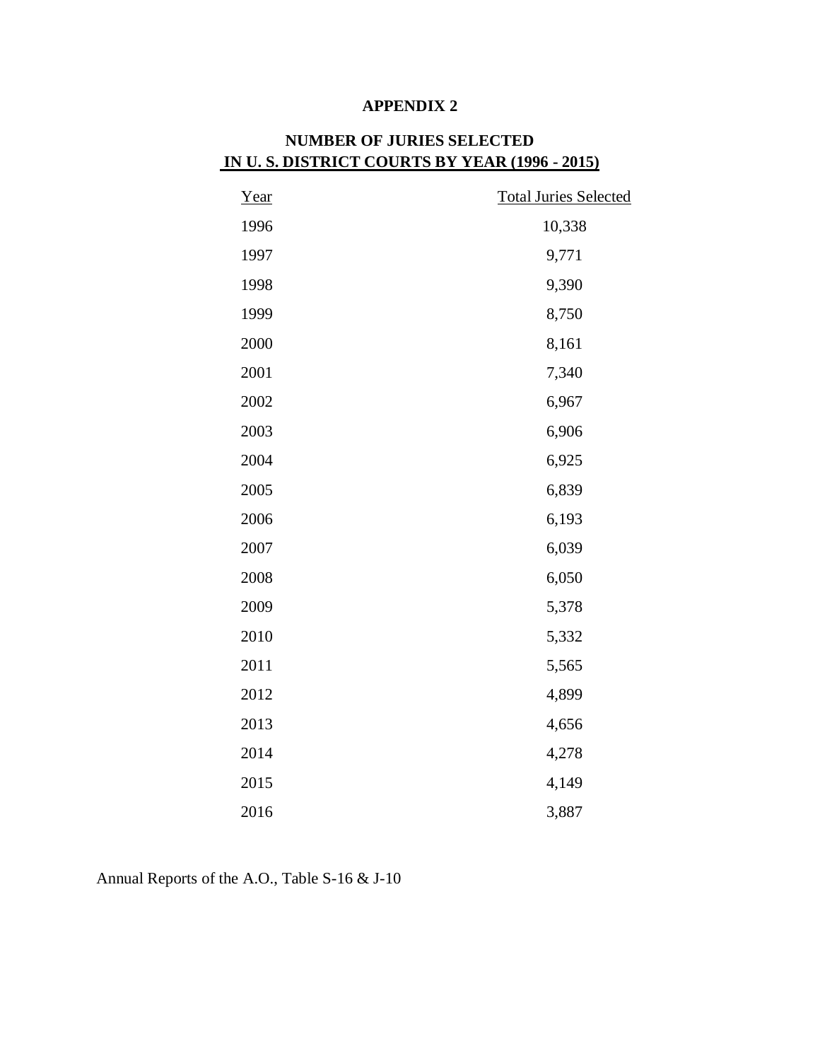# APPENDIX 2

## NUMBER OF JURIES SELECTED IN U. S. DISTRICT COURTS BY YEAR (1996 - 2015)

| Year | Total Juries Selected |
|---|---|
| 1996 | 10,338 |
| 1997 | 9,771 |
| 1998 | 9,390 |
| 1999 | 8,750 |
| 2000 | 8,161 |
| 2001 | 7,340 |
| 2002 | 6,967 |
| 2003 | 6,906 |
| 2004 | 6,925 |
| 2005 | 6,839 |
| 2006 | 6,193 |
| 2007 | 6,039 |
| 2008 | 6,050 |
| 2009 | 5,378 |
| 2010 | 5,332 |
| 2011 | 5,565 |
| 2012 | 4,899 |
| 2013 | 4,656 |
| 2014 | 4,278 |
| 2015 | 4,149 |
| 2016 | 3,887 |

Annual Reports of the A.O., Table S-16 & J-10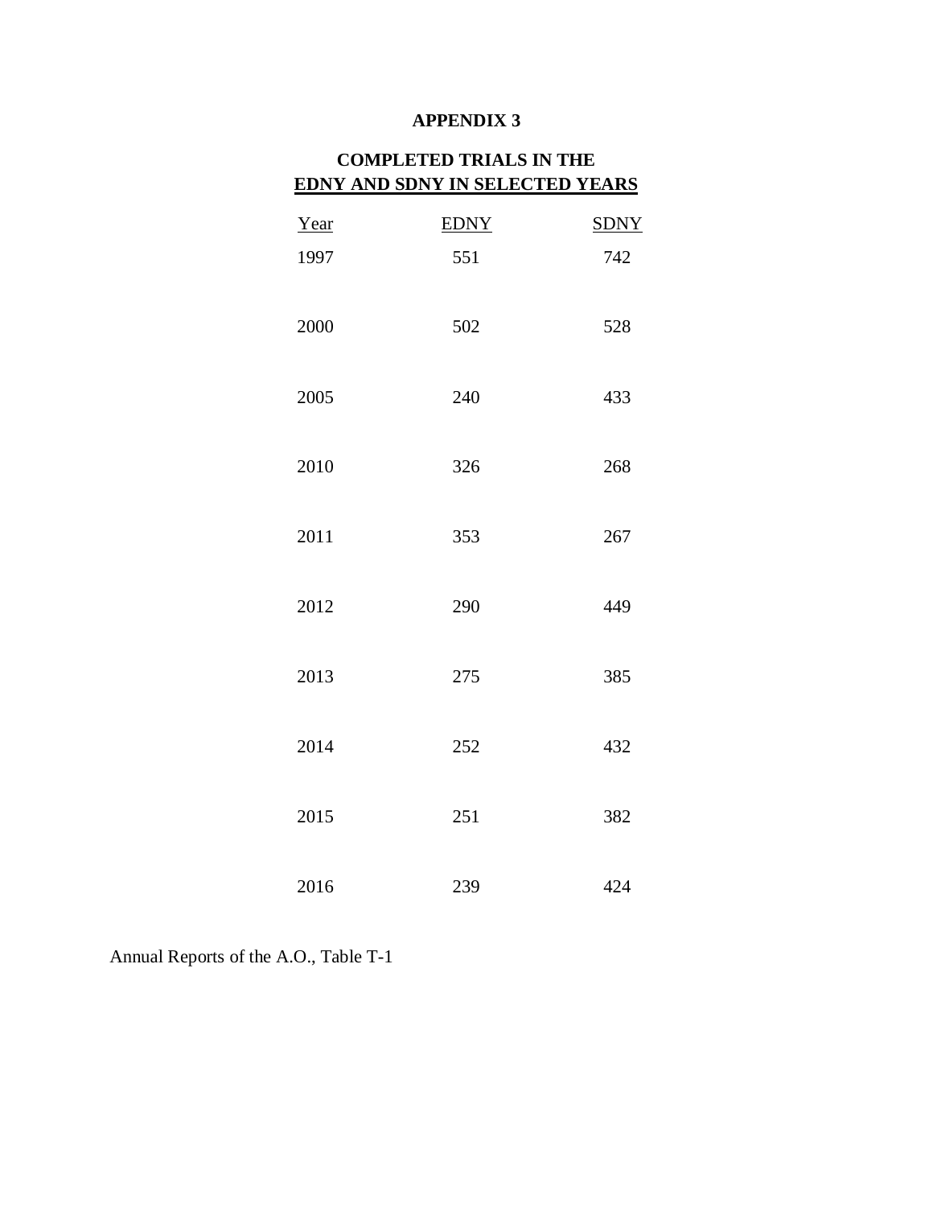**APPENDIX 3**

**COMPLETED TRIALS IN THE**
**EDNY AND SDNY IN SELECTED YEARS**

| Year | EDNY | SDNY |
|---|---|---|
| 1997 | 551 | 742 |
| 2000 | 502 | 528 |
| 2005 | 240 | 433 |
| 2010 | 326 | 268 |
| 2011 | 353 | 267 |
| 2012 | 290 | 449 |
| 2013 | 275 | 385 |
| 2014 | 252 | 432 |
| 2015 | 251 | 382 |
| 2016 | 239 | 424 |

Annual Reports of the A.O., Table T-1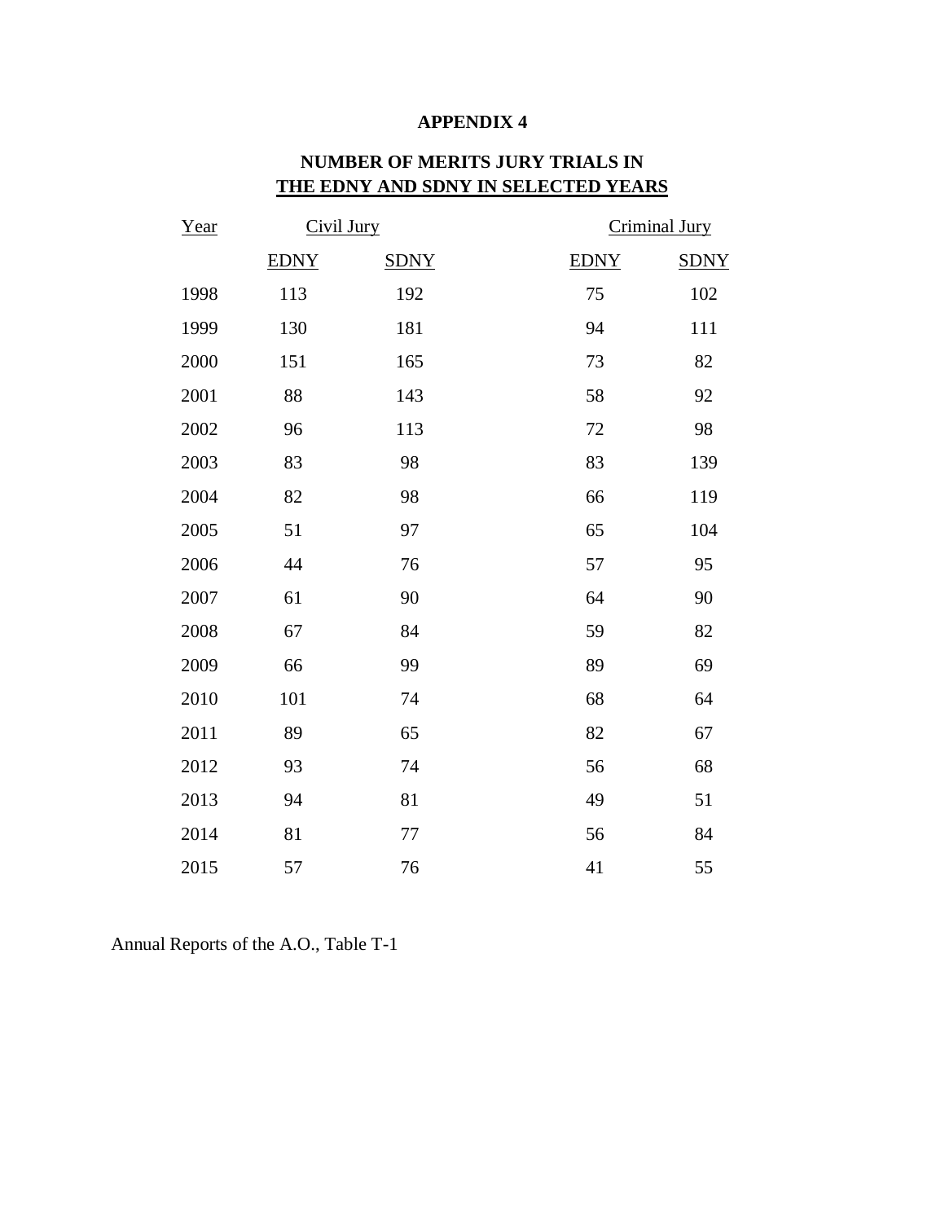## APPENDIX 4

## NUMBER OF MERITS JURY TRIALS IN THE EDNY AND SDNY IN SELECTED YEARS

| Year | Civil Jury | | Criminal Jury | |
|---|---|---|---|---|
| | EDNY | SDNY | EDNY | SDNY |
| 1998 | 113 | 192 | 75 | 102 |
| 1999 | 130 | 181 | 94 | 111 |
| 2000 | 151 | 165 | 73 | 82 |
| 2001 | 88 | 143 | 58 | 92 |
| 2002 | 96 | 113 | 72 | 98 |
| 2003 | 83 | 98 | 83 | 139 |
| 2004 | 82 | 98 | 66 | 119 |
| 2005 | 51 | 97 | 65 | 104 |
| 2006 | 44 | 76 | 57 | 95 |
| 2007 | 61 | 90 | 64 | 90 |
| 2008 | 67 | 84 | 59 | 82 |
| 2009 | 66 | 99 | 89 | 69 |
| 2010 | 101 | 74 | 68 | 64 |
| 2011 | 89 | 65 | 82 | 67 |
| 2012 | 93 | 74 | 56 | 68 |
| 2013 | 94 | 81 | 49 | 51 |
| 2014 | 81 | 77 | 56 | 84 |
| 2015 | 57 | 76 | 41 | 55 |

Annual Reports of the A.O., Table T-1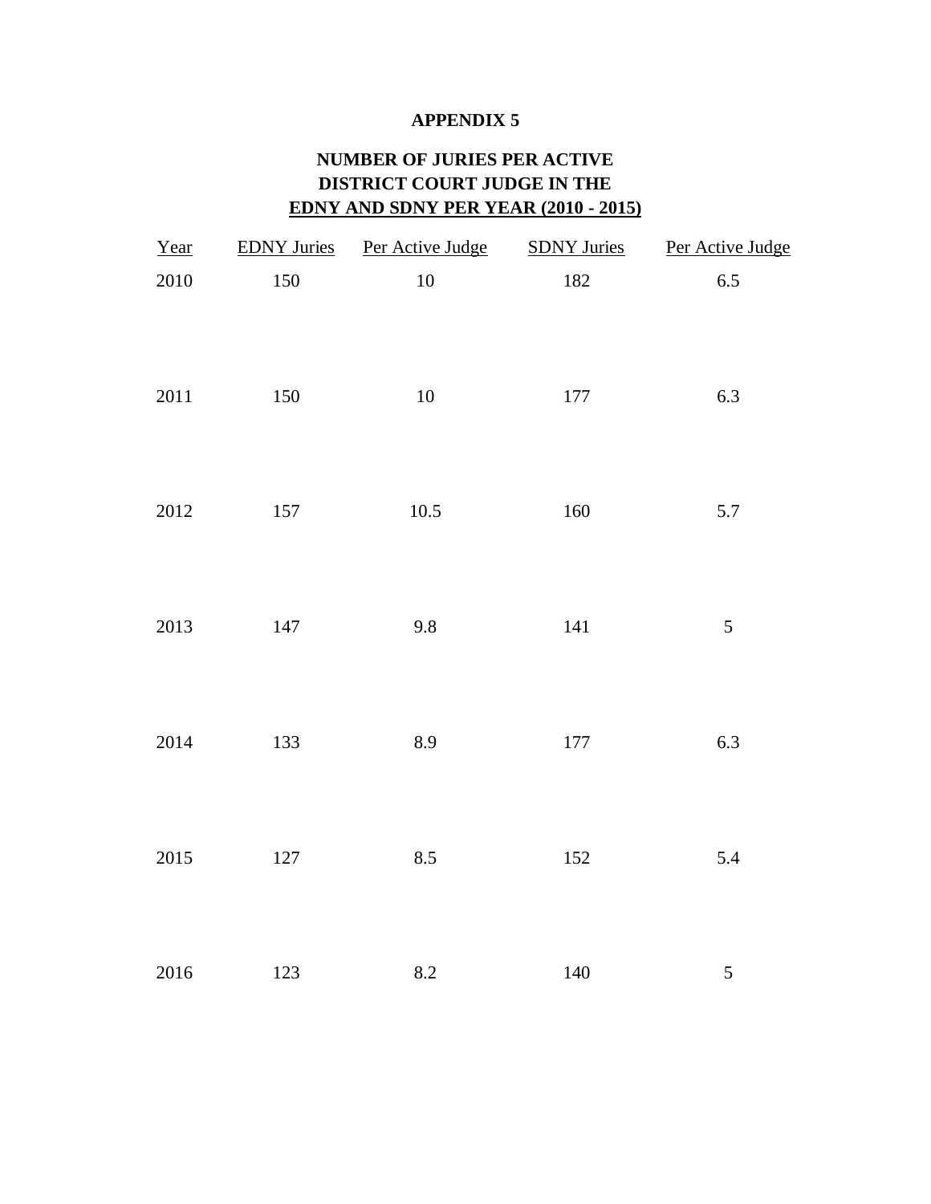**APPENDIX 5**

**NUMBER OF JURIES PER ACTIVE DISTRICT COURT JUDGE IN THE EDNY AND SDNY PER YEAR (2010 - 2015)**

| Year | EDNY Juries | Per Active Judge | SDNY Juries | Per Active Judge |
|---|---|---|---|---|
| 2010 | 150 | 10 | 182 | 6.5 |
| 2011 | 150 | 10 | 177 | 6.3 |
| 2012 | 157 | 10.5 | 160 | 5.7 |
| 2013 | 147 | 9.8 | 141 | 5 |
| 2014 | 133 | 8.9 | 177 | 6.3 |
| 2015 | 127 | 8.5 | 152 | 5.4 |
| 2016 | 123 | 8.2 | 140 | 5 |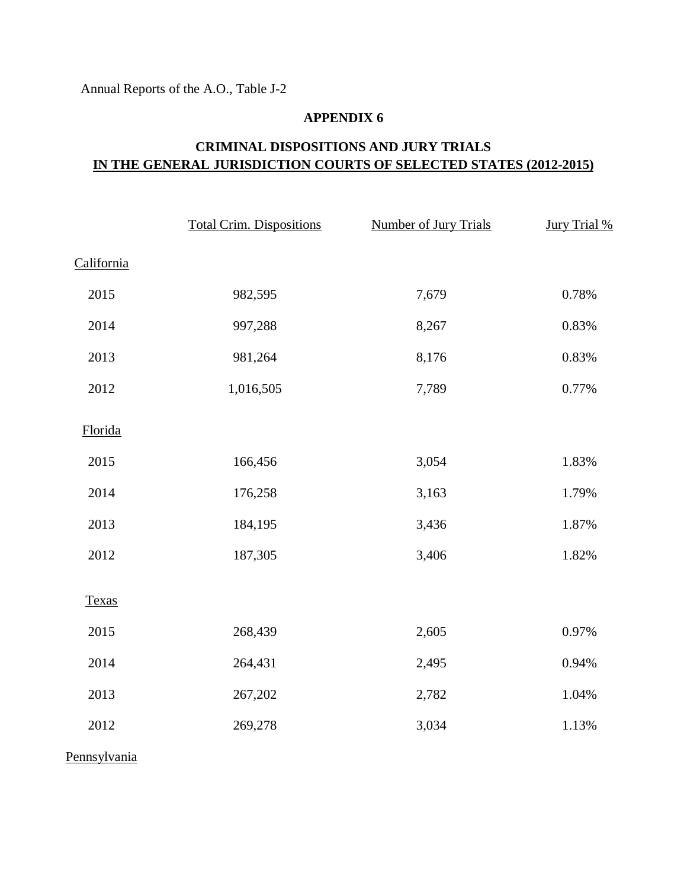Annual Reports of the A.O., Table J-2

## APPENDIX 6

## CRIMINAL DISPOSITIONS AND JURY TRIALS IN THE GENERAL JURISDICTION COURTS OF SELECTED STATES (2012-2015)

| | Total Crim. Dispositions | Number of Jury Trials | Jury Trial % |
|---|---|---|---|
| California | | | |
| 2015 | 982,595 | 7,679 | 0.78% |
| 2014 | 997,288 | 8,267 | 0.83% |
| 2013 | 981,264 | 8,176 | 0.83% |
| 2012 | 1,016,505 | 7,789 | 0.77% |
| Florida | | | |
| 2015 | 166,456 | 3,054 | 1.83% |
| 2014 | 176,258 | 3,163 | 1.79% |
| 2013 | 184,195 | 3,436 | 1.87% |
| 2012 | 187,305 | 3,406 | 1.82% |
| Texas | | | |
| 2015 | 268,439 | 2,605 | 0.97% |
| 2014 | 264,431 | 2,495 | 0.94% |
| 2013 | 267,202 | 2,782 | 1.04% |
| 2012 | 269,278 | 3,034 | 1.13% |
| Pennsylvania | | | |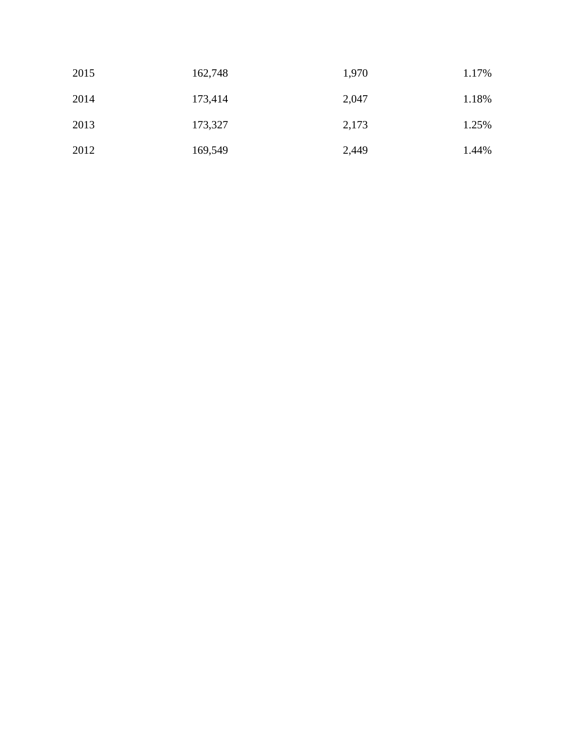| | | | |
|---|---|---|---|
| 2015 | 162,748 | 1,970 | 1.17% |
| 2014 | 173,414 | 2,047 | 1.18% |
| 2013 | 173,327 | 2,173 | 1.25% |
| 2012 | 169,549 | 2,449 | 1.44% |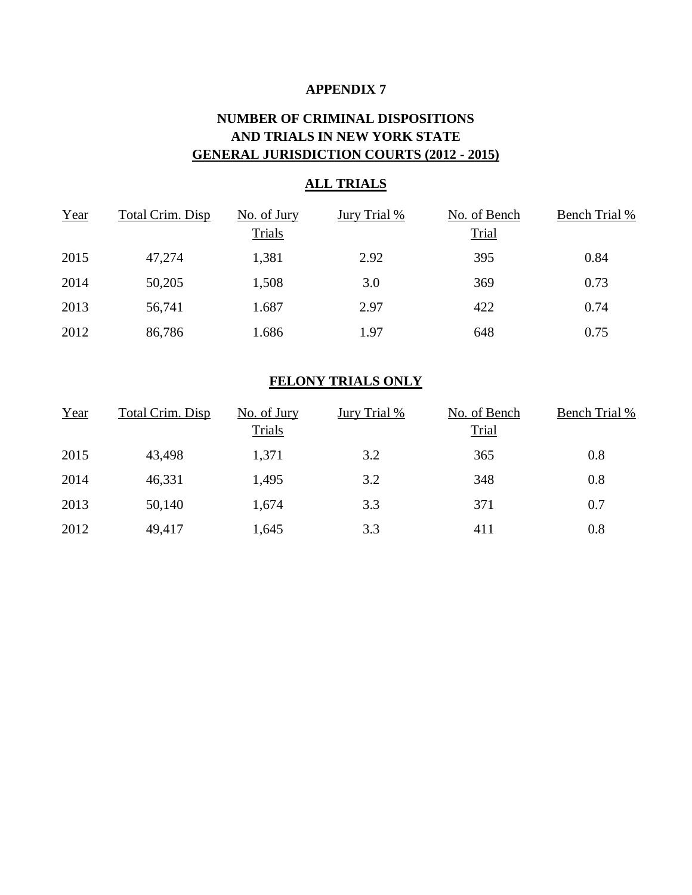# APPENDIX 7

## NUMBER OF CRIMINAL DISPOSITIONS AND TRIALS IN NEW YORK STATE GENERAL JURISDICTION COURTS (2012 - 2015)

### ALL TRIALS

| Year | Total Crim. Disp | No. of Jury Trials | Jury Trial % | No. of Bench Trial | Bench Trial % |
|---|---|---|---|---|---|
| 2015 | 47,274 | 1,381 | 2.92 | 395 | 0.84 |
| 2014 | 50,205 | 1,508 | 3.0 | 369 | 0.73 |
| 2013 | 56,741 | 1.687 | 2.97 | 422 | 0.74 |
| 2012 | 86,786 | 1.686 | 1.97 | 648 | 0.75 |

### FELONY TRIALS ONLY

| Year | Total Crim. Disp | No. of Jury Trials | Jury Trial % | No. of Bench Trial | Bench Trial % |
|---|---|---|---|---|---|
| 2015 | 43,498 | 1,371 | 3.2 | 365 | 0.8 |
| 2014 | 46,331 | 1,495 | 3.2 | 348 | 0.8 |
| 2013 | 50,140 | 1,674 | 3.3 | 371 | 0.7 |
| 2012 | 49,417 | 1,645 | 3.3 | 411 | 0.8 |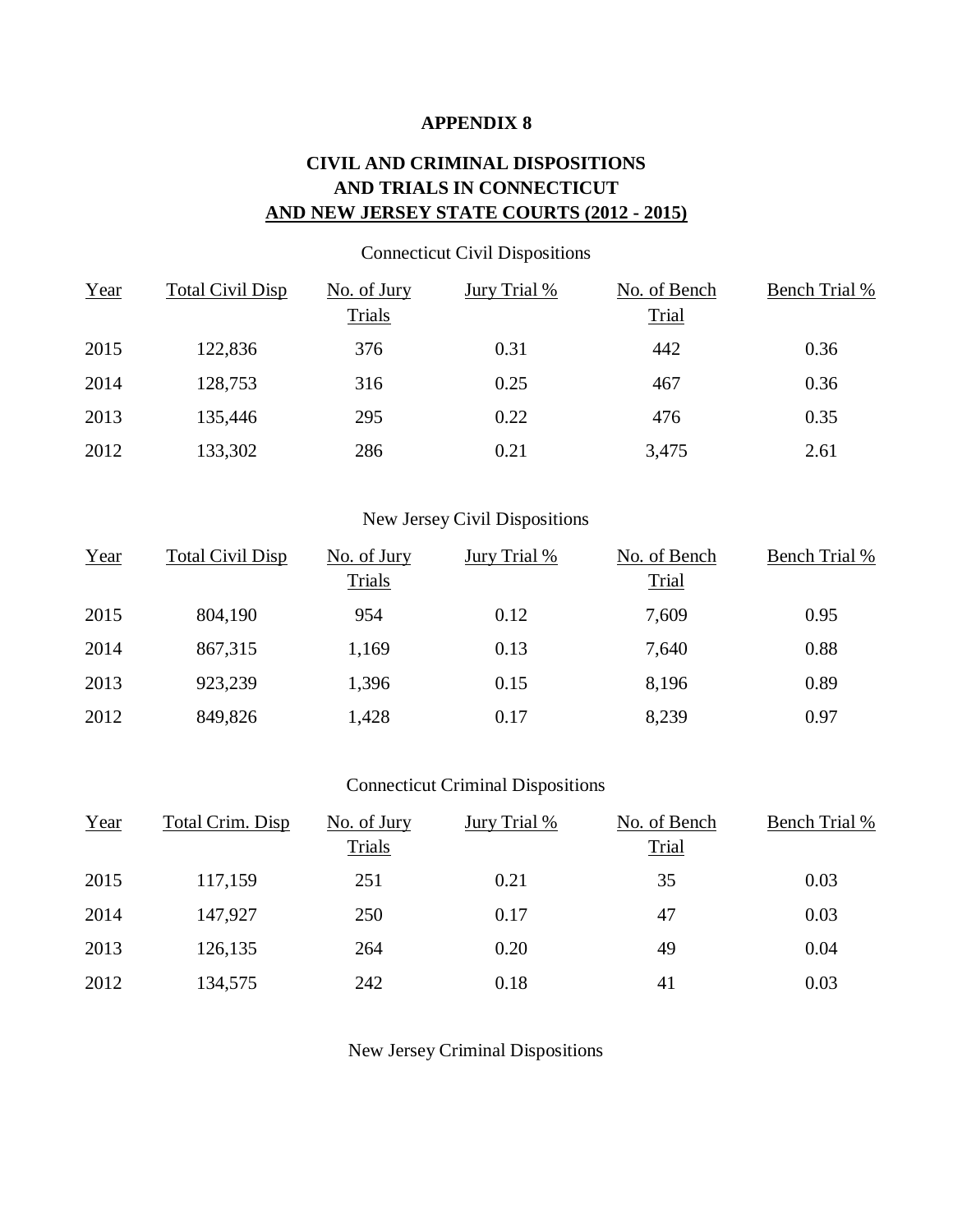# APPENDIX 8

## CIVIL AND CRIMINAL DISPOSITIONS AND TRIALS IN CONNECTICUT AND NEW JERSEY STATE COURTS (2012 - 2015)

Connecticut Civil Dispositions

| Year | Total Civil Disp | No. of Jury Trials | Jury Trial % | No. of Bench Trial | Bench Trial % |
|---|---|---|---|---|---|
| 2015 | 122,836 | 376 | 0.31 | 442 | 0.36 |
| 2014 | 128,753 | 316 | 0.25 | 467 | 0.36 |
| 2013 | 135,446 | 295 | 0.22 | 476 | 0.35 |
| 2012 | 133,302 | 286 | 0.21 | 3,475 | 2.61 |

New Jersey Civil Dispositions

| Year | Total Civil Disp | No. of Jury Trials | Jury Trial % | No. of Bench Trial | Bench Trial % |
|---|---|---|---|---|---|
| 2015 | 804,190 | 954 | 0.12 | 7,609 | 0.95 |
| 2014 | 867,315 | 1,169 | 0.13 | 7,640 | 0.88 |
| 2013 | 923,239 | 1,396 | 0.15 | 8,196 | 0.89 |
| 2012 | 849,826 | 1,428 | 0.17 | 8,239 | 0.97 |

Connecticut Criminal Dispositions

| Year | Total Crim. Disp | No. of Jury Trials | Jury Trial % | No. of Bench Trial | Bench Trial % |
|---|---|---|---|---|---|
| 2015 | 117,159 | 251 | 0.21 | 35 | 0.03 |
| 2014 | 147,927 | 250 | 0.17 | 47 | 0.03 |
| 2013 | 126,135 | 264 | 0.20 | 49 | 0.04 |
| 2012 | 134,575 | 242 | 0.18 | 41 | 0.03 |

New Jersey Criminal Dispositions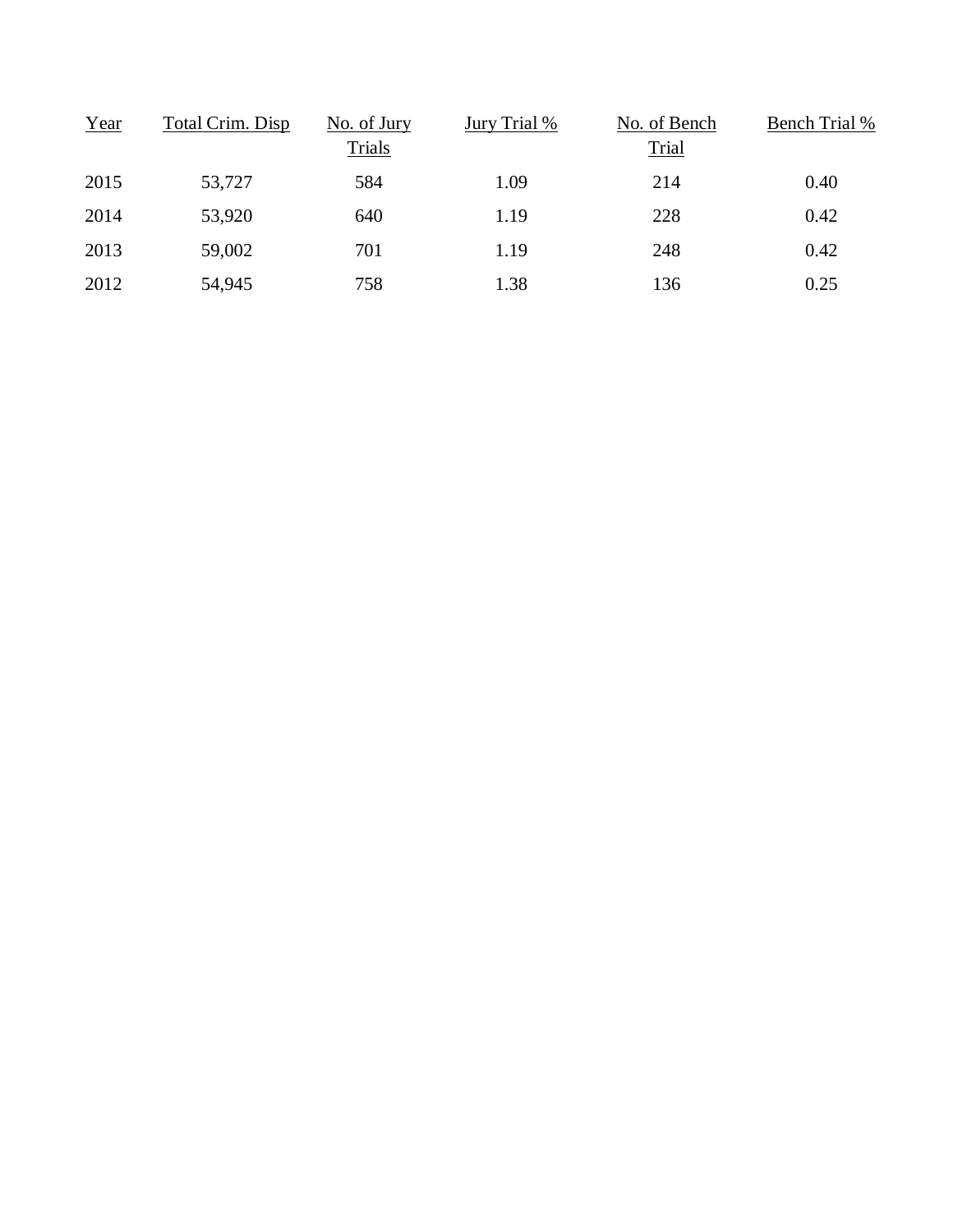| Year | Total Crim. Disp | No. of Jury Trials | Jury Trial % | No. of Bench Trial | Bench Trial % |
|---|---|---|---|---|---|
| 2015 | 53,727 | 584 | 1.09 | 214 | 0.40 |
| 2014 | 53,920 | 640 | 1.19 | 228 | 0.42 |
| 2013 | 59,002 | 701 | 1.19 | 248 | 0.42 |
| 2012 | 54,945 | 758 | 1.38 | 136 | 0.25 |